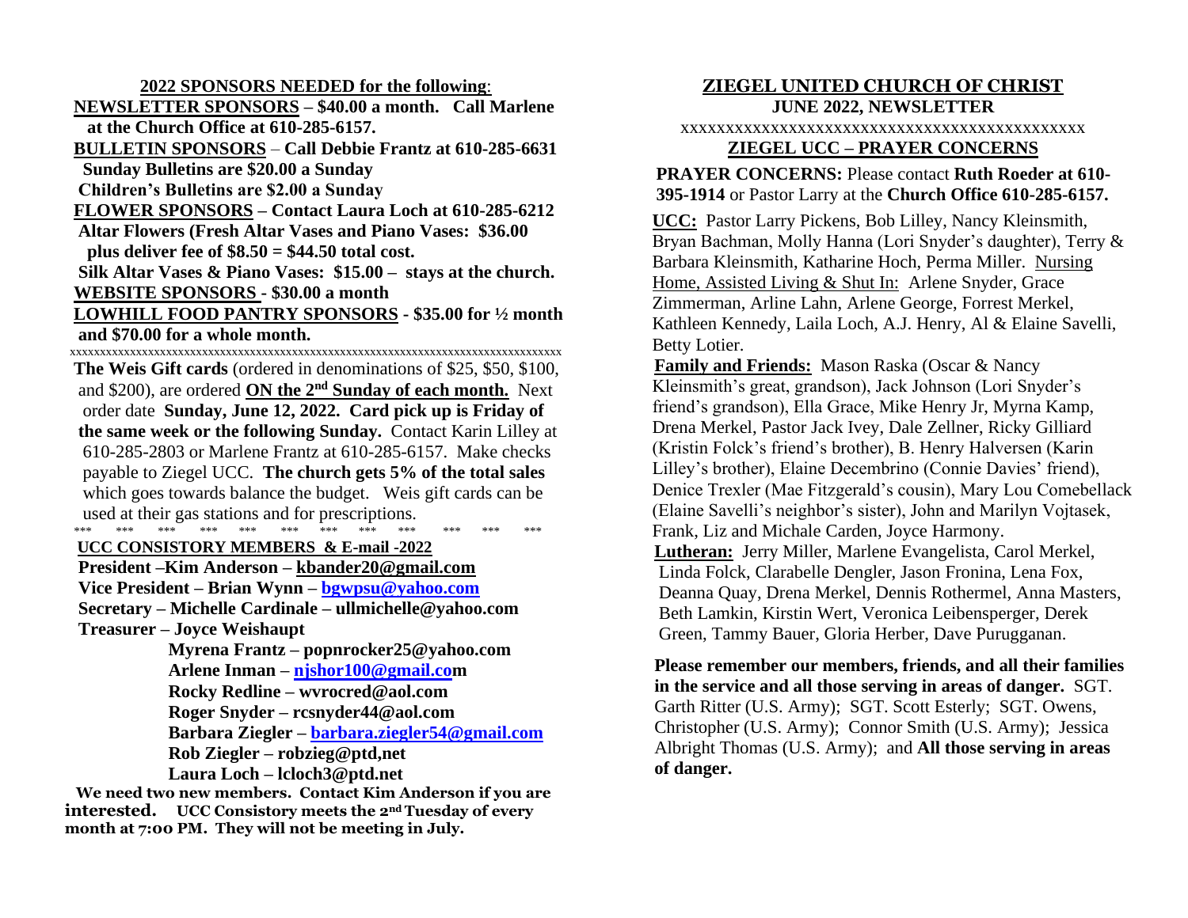**2022 SPONSORS NEEDED for the following**:

**NEWSLETTER SPONSORS – $40.00 a month. Call Marlene at the Church Office at 610-285-6157.**

**BULLETIN SPONSORS – Call Debbie Frantz at 610-285-6631**
**Sunday Bulletins are $20.00 a Sunday**
**Children's Bulletins are $2.00 a Sunday**

**FLOWER SPONSORS – Contact Laura Loch at 610-285-6212**
**Altar Flowers (Fresh Altar Vases and Piano Vases: $36.00 plus deliver fee of $8.50 = $44.50 total cost.**
**Silk Altar Vases & Piano Vases: $15.00 – stays at the church.**

**WEBSITE SPONSORS - $30.00 a month**

**LOWHILL FOOD PANTRY SPONSORS - $35.00 for ½ month and $70.00 for a whole month.**

xxxxxxxxxxxxxxxxxxxxxxxxxxxxxxxxxxxxxxxxxxxxxxxxxxxxxxxxxxxxxxxxxxxxxxxxxxxxxxxxxx

**The Weis Gift cards** (ordered in denominations of $25, $50, $100, and $200), are ordered **ON the 2nd Sunday of each month.** Next order date **Sunday, June 12, 2022. Card pick up is Friday of the same week or the following Sunday.** Contact Karin Lilley at 610-285-2803 or Marlene Frantz at 610-285-6157. Make checks payable to Ziegel UCC. **The church gets 5% of the total sales** which goes towards balance the budget. Weis gift cards can be used at their gas stations and for prescriptions.

*** *** *** *** *** *** *** *** *** *** *** ***

**UCC CONSISTORY MEMBERS & E-mail -2022**

**President –Kim Anderson – kbander20@gmail.com**
**Vice President – Brian Wynn – bgwpsu@yahoo.com**
**Secretary – Michelle Cardinale – ullmichelle@yahoo.com**
**Treasurer – Joyce Weishaupt**
**Myrena Frantz – popnrocker25@yahoo.com**
**Arlene Inman – njshor100@gmail.com**
**Rocky Redline – wvrocred@aol.com**
**Roger Snyder – rcsnyder44@aol.com**
**Barbara Ziegler – barbara.ziegler54@gmail.com**
**Rob Ziegler – robzieg@ptd,net**
**Laura Loch – lcloch3@ptd.net**

**We need two new members. Contact Kim Anderson if you are interested. UCC Consistory meets the 2nd Tuesday of every month at 7:00 PM. They will not be meeting in July.**

# ZIEGEL UNITED CHURCH OF CHRIST

## JUNE 2022, NEWSLETTER

xxxxxxxxxxxxxxxxxxxxxxxxxxxxxxxxxxxxxxxxxxxxxxx

## ZIEGEL UCC – PRAYER CONCERNS

**PRAYER CONCERNS:** Please contact **Ruth Roeder at 610-395-1914** or Pastor Larry at the **Church Office 610-285-6157.**

**UCC:** Pastor Larry Pickens, Bob Lilley, Nancy Kleinsmith, Bryan Bachman, Molly Hanna (Lori Snyder's daughter), Terry & Barbara Kleinsmith, Katharine Hoch, Perma Miller. Nursing Home, Assisted Living & Shut In: Arlene Snyder, Grace Zimmerman, Arline Lahn, Arlene George, Forrest Merkel, Kathleen Kennedy, Laila Loch, A.J. Henry, Al & Elaine Savelli, Betty Lotier.

**Family and Friends:** Mason Raska (Oscar & Nancy Kleinsmith's great, grandson), Jack Johnson (Lori Snyder's friend's grandson), Ella Grace, Mike Henry Jr, Myrna Kamp, Drena Merkel, Pastor Jack Ivey, Dale Zellner, Ricky Gilliard (Kristin Folck's friend's brother), B. Henry Halversen (Karin Lilley's brother), Elaine Decembrino (Connie Davies' friend), Denice Trexler (Mae Fitzgerald's cousin), Mary Lou Comebellack (Elaine Savelli's neighbor's sister), John and Marilyn Vojtasek, Frank, Liz and Michale Carden, Joyce Harmony.

**Lutheran:** Jerry Miller, Marlene Evangelista, Carol Merkel, Linda Folck, Clarabelle Dengler, Jason Fronina, Lena Fox, Deanna Quay, Drena Merkel, Dennis Rothermel, Anna Masters, Beth Lamkin, Kirstin Wert, Veronica Leibensperger, Derek Green, Tammy Bauer, Gloria Herber, Dave Purugganan.

**Please remember our members, friends, and all their families in the service and all those serving in areas of danger.** SGT. Garth Ritter (U.S. Army); SGT. Scott Esterly; SGT. Owens, Christopher (U.S. Army); Connor Smith (U.S. Army); Jessica Albright Thomas (U.S. Army); and **All those serving in areas of danger.**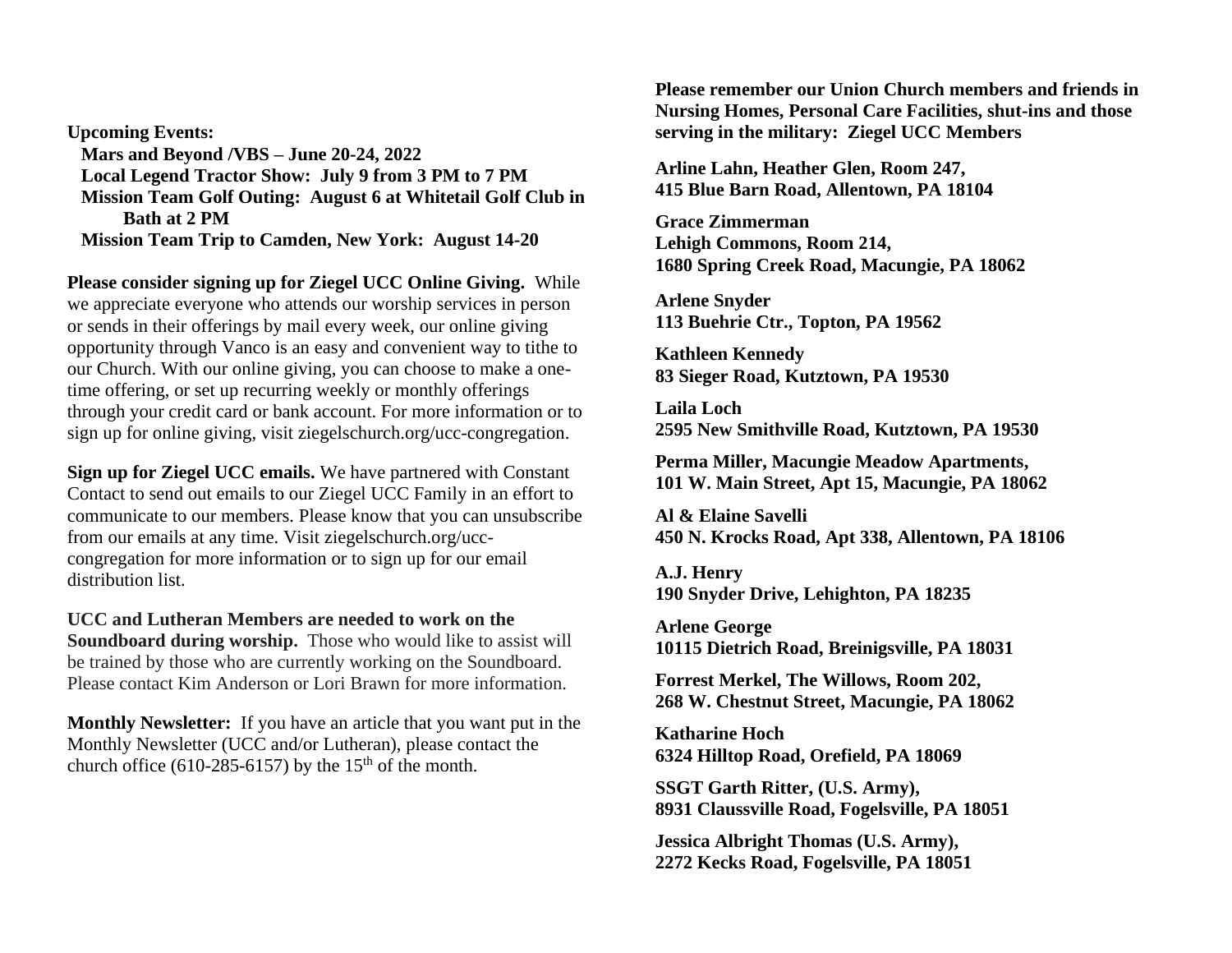**Upcoming Events:**

**Mars and Beyond /VBS – June 20-24, 2022**
**Local Legend Tractor Show: July 9 from 3 PM to 7 PM**
**Mission Team Golf Outing: August 6 at Whitetail Golf Club in Bath at 2 PM**
**Mission Team Trip to Camden, New York: August 14-20**

**Please consider signing up for Ziegel UCC Online Giving.** While we appreciate everyone who attends our worship services in person or sends in their offerings by mail every week, our online giving opportunity through Vanco is an easy and convenient way to tithe to our Church. With our online giving, you can choose to make a one-time offering, or set up recurring weekly or monthly offerings through your credit card or bank account. For more information or to sign up for online giving, visit ziegelschurch.org/ucc-congregation.

**Sign up for Ziegel UCC emails.** We have partnered with Constant Contact to send out emails to our Ziegel UCC Family in an effort to communicate to our members. Please know that you can unsubscribe from our emails at any time. Visit ziegelschurch.org/ucc-congregation for more information or to sign up for our email distribution list.

**UCC and Lutheran Members are needed to work on the Soundboard during worship.** Those who would like to assist will be trained by those who are currently working on the Soundboard. Please contact Kim Anderson or Lori Brawn for more information.

**Monthly Newsletter:** If you have an article that you want put in the Monthly Newsletter (UCC and/or Lutheran), please contact the church office (610-285-6157) by the 15th of the month.

**Please remember our Union Church members and friends in Nursing Homes, Personal Care Facilities, shut-ins and those serving in the military: Ziegel UCC Members**

**Arline Lahn, Heather Glen, Room 247,**
**415 Blue Barn Road, Allentown, PA 18104**

**Grace Zimmerman**
**Lehigh Commons, Room 214,**
**1680 Spring Creek Road, Macungie, PA 18062**

**Arlene Snyder**
**113 Buehrie Ctr., Topton, PA 19562**

**Kathleen Kennedy**
**83 Sieger Road, Kutztown, PA 19530**

**Laila Loch**
**2595 New Smithville Road, Kutztown, PA 19530**

**Perma Miller, Macungie Meadow Apartments,**
**101 W. Main Street, Apt 15, Macungie, PA 18062**

**Al & Elaine Savelli**
**450 N. Krocks Road, Apt 338, Allentown, PA 18106**

**A.J. Henry**
**190 Snyder Drive, Lehighton, PA 18235**

**Arlene George**
**10115 Dietrich Road, Breinigsville, PA 18031**

**Forrest Merkel, The Willows, Room 202,**
**268 W. Chestnut Street, Macungie, PA 18062**

**Katharine Hoch**
**6324 Hilltop Road, Orefield, PA 18069**

**SSGT Garth Ritter, (U.S. Army),**
**8931 Claussville Road, Fogelsville, PA 18051**

**Jessica Albright Thomas (U.S. Army),**
**2272 Kecks Road, Fogelsville, PA 18051**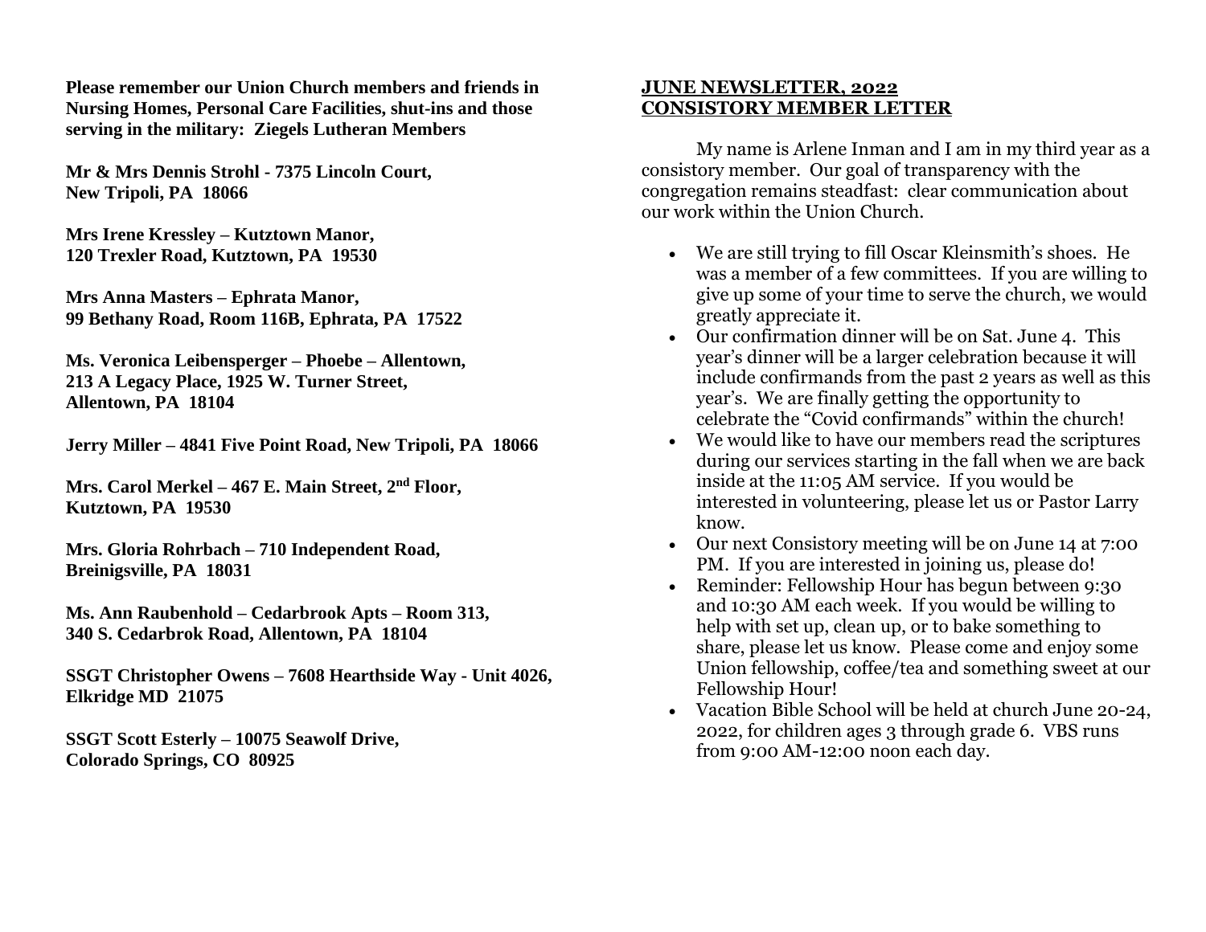**Please remember our Union Church members and friends in Nursing Homes, Personal Care Facilities, shut-ins and those serving in the military: Ziegels Lutheran Members**

**Mr & Mrs Dennis Strohl - 7375 Lincoln Court, New Tripoli, PA 18066**

**Mrs Irene Kressley – Kutztown Manor, 120 Trexler Road, Kutztown, PA 19530**

**Mrs Anna Masters – Ephrata Manor, 99 Bethany Road, Room 116B, Ephrata, PA 17522**

**Ms. Veronica Leibensperger – Phoebe – Allentown, 213 A Legacy Place, 1925 W. Turner Street, Allentown, PA 18104**

**Jerry Miller – 4841 Five Point Road, New Tripoli, PA 18066**

**Mrs. Carol Merkel – 467 E. Main Street, 2nd Floor, Kutztown, PA 19530**

**Mrs. Gloria Rohrbach – 710 Independent Road, Breinigsville, PA 18031**

**Ms. Ann Raubenhold – Cedarbrook Apts – Room 313, 340 S. Cedarbrok Road, Allentown, PA 18104**

**SSGT Christopher Owens – 7608 Hearthside Way - Unit 4026, Elkridge MD 21075**

**SSGT Scott Esterly – 10075 Seawolf Drive, Colorado Springs, CO 80925**

## JUNE NEWSLETTER, 2022
## CONSISTORY MEMBER LETTER

My name is Arlene Inman and I am in my third year as a consistory member. Our goal of transparency with the congregation remains steadfast: clear communication about our work within the Union Church.

- We are still trying to fill Oscar Kleinsmith's shoes. He was a member of a few committees. If you are willing to give up some of your time to serve the church, we would greatly appreciate it.
- Our confirmation dinner will be on Sat. June 4. This year's dinner will be a larger celebration because it will include confirmands from the past 2 years as well as this year's. We are finally getting the opportunity to celebrate the "Covid confirmands" within the church!
- We would like to have our members read the scriptures during our services starting in the fall when we are back inside at the 11:05 AM service. If you would be interested in volunteering, please let us or Pastor Larry know.
- Our next Consistory meeting will be on June 14 at 7:00 PM. If you are interested in joining us, please do!
- Reminder: Fellowship Hour has begun between 9:30 and 10:30 AM each week. If you would be willing to help with set up, clean up, or to bake something to share, please let us know. Please come and enjoy some Union fellowship, coffee/tea and something sweet at our Fellowship Hour!
- Vacation Bible School will be held at church June 20-24, 2022, for children ages 3 through grade 6. VBS runs from 9:00 AM-12:00 noon each day.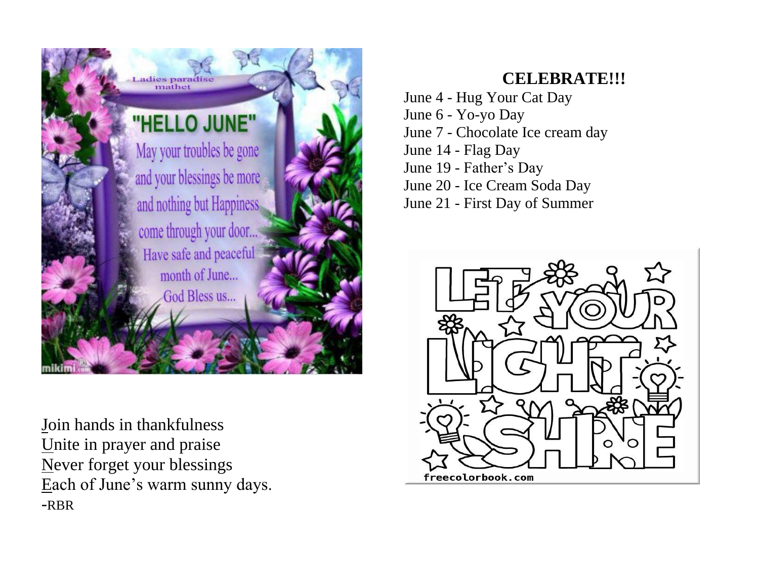Join hands in thankfulness
Unite in prayer and praise
Never forget your blessings
Each of June's warm sunny days.
-RBR

## CELEBRATE!!!

June 4 - Hug Your Cat Day
June 6 - Yo-yo Day
June 7 - Chocolate Ice cream day
June 14 - Flag Day
June 19 - Father's Day
June 20 - Ice Cream Soda Day
June 21 - First Day of Summer